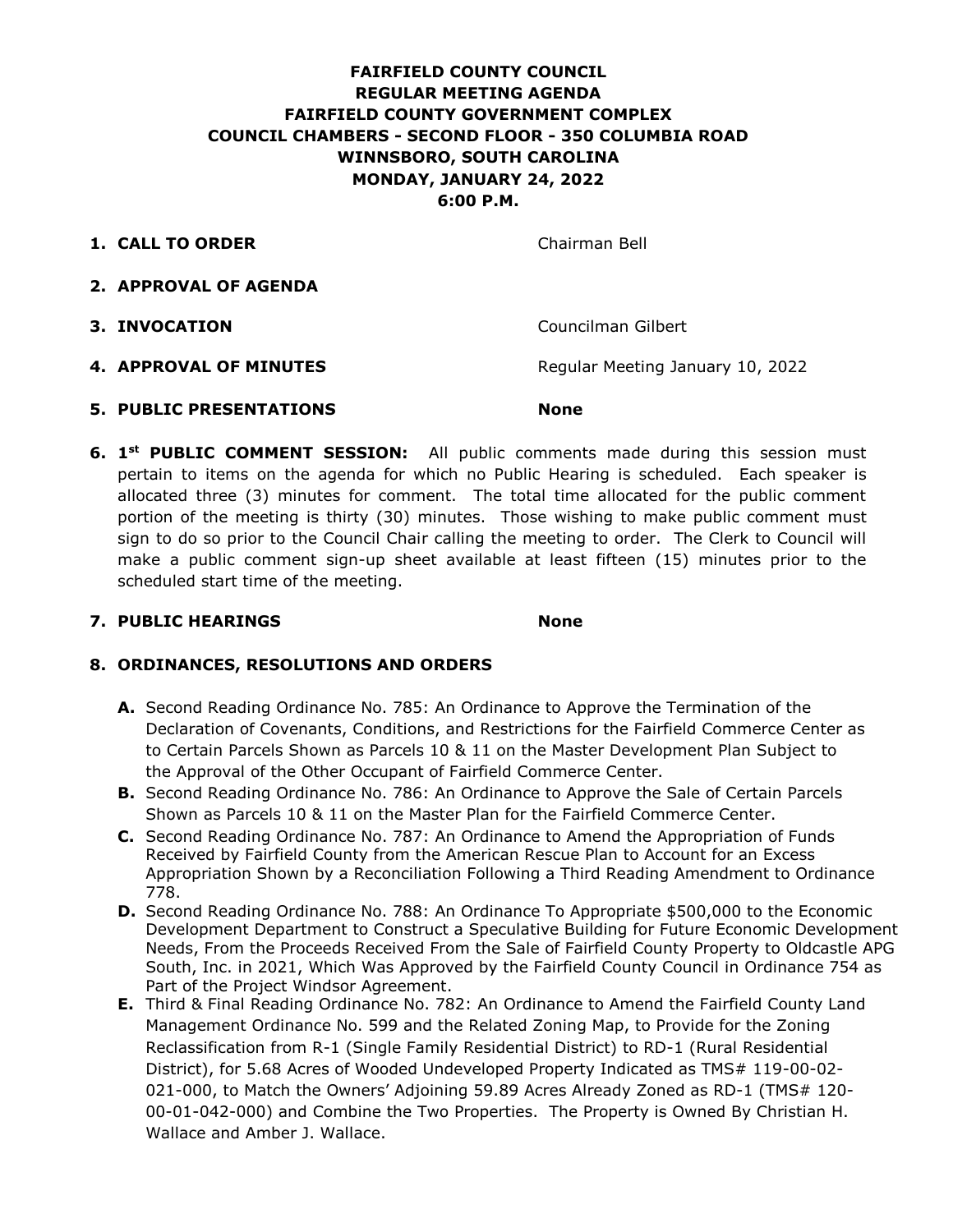**FAIRFIELD COUNTY COUNCIL**
**REGULAR MEETING AGENDA**
**FAIRFIELD COUNTY GOVERNMENT COMPLEX**
**COUNCIL CHAMBERS - SECOND FLOOR - 350 COLUMBIA ROAD**
**WINNSBORO, SOUTH CAROLINA**
**MONDAY, JANUARY 24, 2022**
**6:00 P.M.**

1. **CALL TO ORDER** Chairman Bell

2. **APPROVAL OF AGENDA**

3. **INVOCATION** Councilman Gilbert

4. **APPROVAL OF MINUTES** Regular Meeting January 10, 2022

5. **PUBLIC PRESENTATIONS** **None**

6. **1st PUBLIC COMMENT SESSION:** All public comments made during this session must pertain to items on the agenda for which no Public Hearing is scheduled. Each speaker is allocated three (3) minutes for comment. The total time allocated for the public comment portion of the meeting is thirty (30) minutes. Those wishing to make public comment must sign to do so prior to the Council Chair calling the meeting to order. The Clerk to Council will make a public comment sign-up sheet available at least fifteen (15) minutes prior to the scheduled start time of the meeting.

7. **PUBLIC HEARINGS** **None**

8. **ORDINANCES, RESOLUTIONS AND ORDERS**

   **A.** Second Reading Ordinance No. 785: An Ordinance to Approve the Termination of the Declaration of Covenants, Conditions, and Restrictions for the Fairfield Commerce Center as to Certain Parcels Shown as Parcels 10 & 11 on the Master Development Plan Subject to the Approval of the Other Occupant of Fairfield Commerce Center.

   **B.** Second Reading Ordinance No. 786: An Ordinance to Approve the Sale of Certain Parcels Shown as Parcels 10 & 11 on the Master Plan for the Fairfield Commerce Center.

   **C.** Second Reading Ordinance No. 787: An Ordinance to Amend the Appropriation of Funds Received by Fairfield County from the American Rescue Plan to Account for an Excess Appropriation Shown by a Reconciliation Following a Third Reading Amendment to Ordinance 778.

   **D.** Second Reading Ordinance No. 788: An Ordinance To Appropriate $500,000 to the Economic Development Department to Construct a Speculative Building for Future Economic Development Needs, From the Proceeds Received From the Sale of Fairfield County Property to Oldcastle APG South, Inc. in 2021, Which Was Approved by the Fairfield County Council in Ordinance 754 as Part of the Project Windsor Agreement.

   **E.** Third & Final Reading Ordinance No. 782: An Ordinance to Amend the Fairfield County Land Management Ordinance No. 599 and the Related Zoning Map, to Provide for the Zoning Reclassification from R-1 (Single Family Residential District) to RD-1 (Rural Residential District), for 5.68 Acres of Wooded Undeveloped Property Indicated as TMS# 119-00-02-021-000, to Match the Owners' Adjoining 59.89 Acres Already Zoned as RD-1 (TMS# 120-00-01-042-000) and Combine the Two Properties. The Property is Owned By Christian H. Wallace and Amber J. Wallace.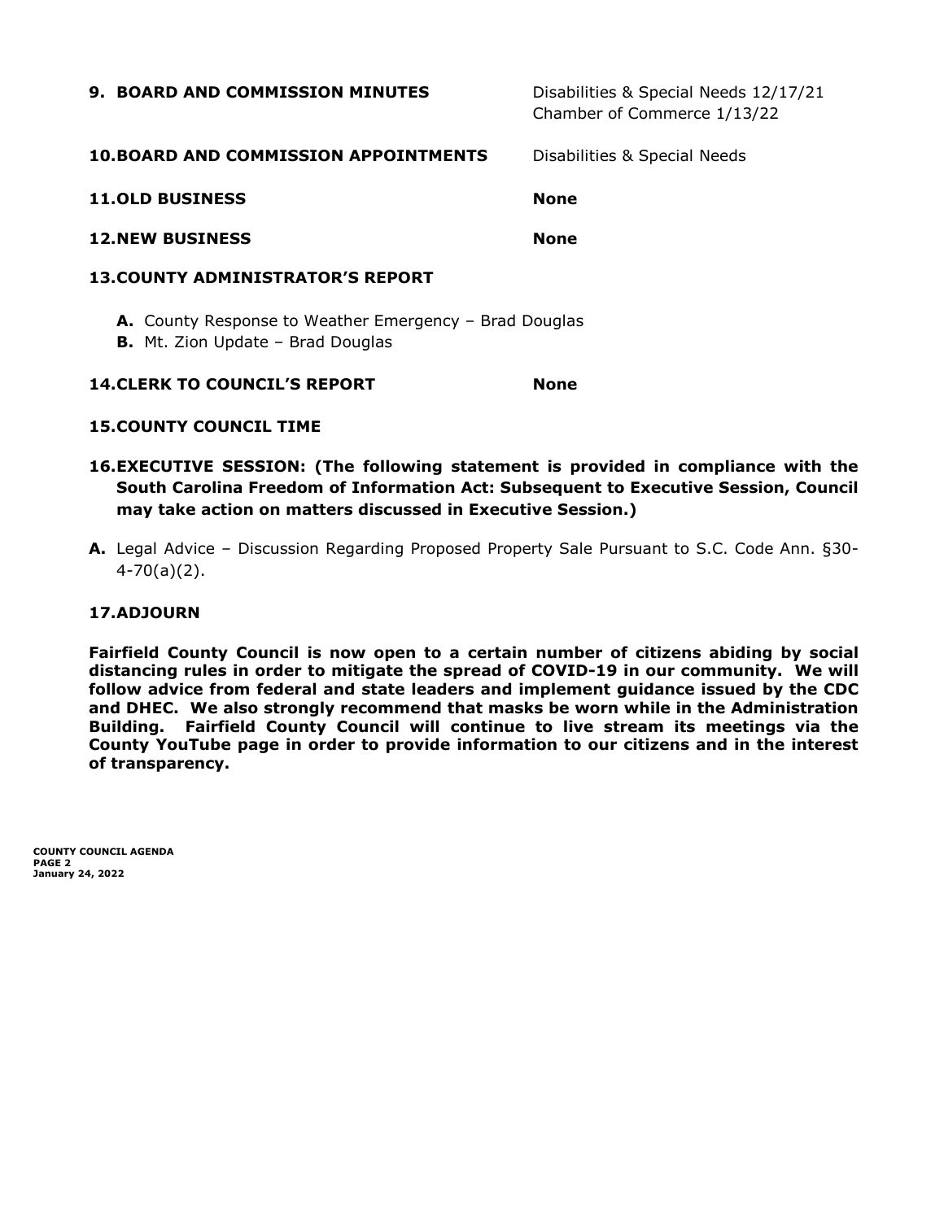**9. BOARD AND COMMISSION MINUTES** Disabilities & Special Needs 12/17/21
Chamber of Commerce 1/13/22

**10. BOARD AND COMMISSION APPOINTMENTS** Disabilities & Special Needs

**11. OLD BUSINESS** **None**

**12. NEW BUSINESS** **None**

**13. COUNTY ADMINISTRATOR'S REPORT**

- **A.** County Response to Weather Emergency – Brad Douglas
- **B.** Mt. Zion Update – Brad Douglas

**14. CLERK TO COUNCIL'S REPORT** **None**

**15. COUNTY COUNCIL TIME**

**16. EXECUTIVE SESSION: (The following statement is provided in compliance with the South Carolina Freedom of Information Act: Subsequent to Executive Session, Council may take action on matters discussed in Executive Session.)**

**A.** Legal Advice – Discussion Regarding Proposed Property Sale Pursuant to S.C. Code Ann. §30-4-70(a)(2).

**17. ADJOURN**

**Fairfield County Council is now open to a certain number of citizens abiding by social distancing rules in order to mitigate the spread of COVID-19 in our community. We will follow advice from federal and state leaders and implement guidance issued by the CDC and DHEC. We also strongly recommend that masks be worn while in the Administration Building. Fairfield County Council will continue to live stream its meetings via the County YouTube page in order to provide information to our citizens and in the interest of transparency.**